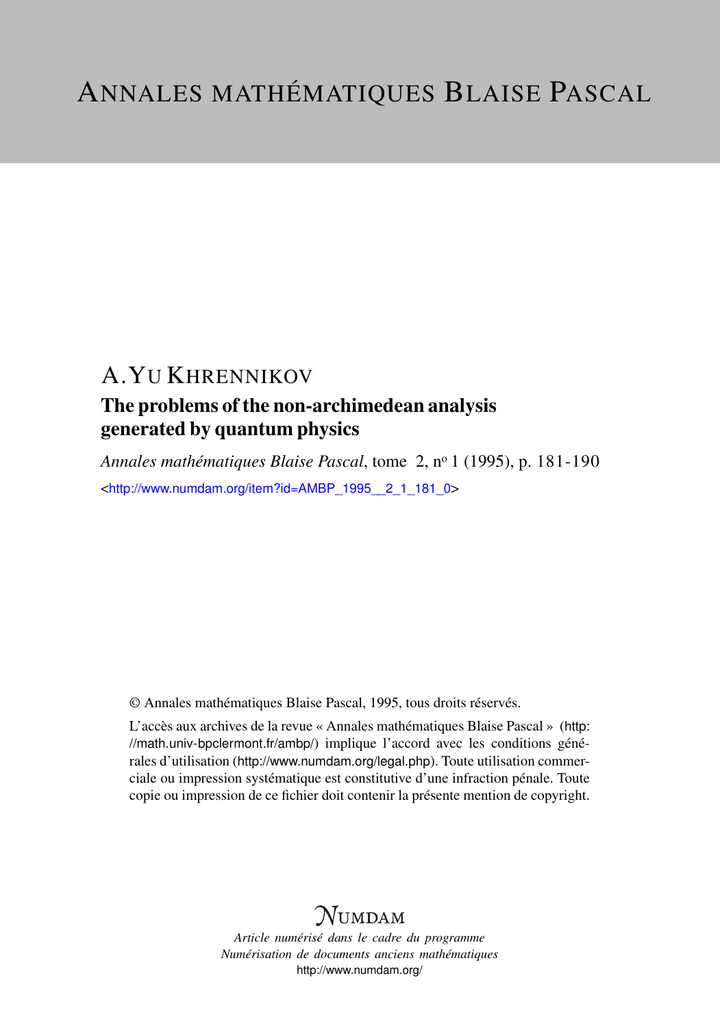# ANNALES MATHÉMATIQUES BLAISE PASCAL

## A.YU KHRENNIKOV

### The problems of the non-archimedean analysis generated by quantum physics

*Annales mathématiques Blaise Pascal*, tome 2, n$^{o}$ 1 (1995), p. 181-190

<http://www.numdam.org/item?id=AMBP_1995__2_1_181_0>

© Annales mathématiques Blaise Pascal, 1995, tous droits réservés.

L'accès aux archives de la revue « Annales mathématiques Blaise Pascal » (http://math.univ-bpclermont.fr/ambp/) implique l'accord avec les conditions générales d'utilisation (http://www.numdam.org/legal.php). Toute utilisation commerciale ou impression systématique est constitutive d'une infraction pénale. Toute copie ou impression de ce fichier doit contenir la présente mention de copyright.

NUMDAM

*Article numérisé dans le cadre du programme Numérisation de documents anciens mathématiques*
http://www.numdam.org/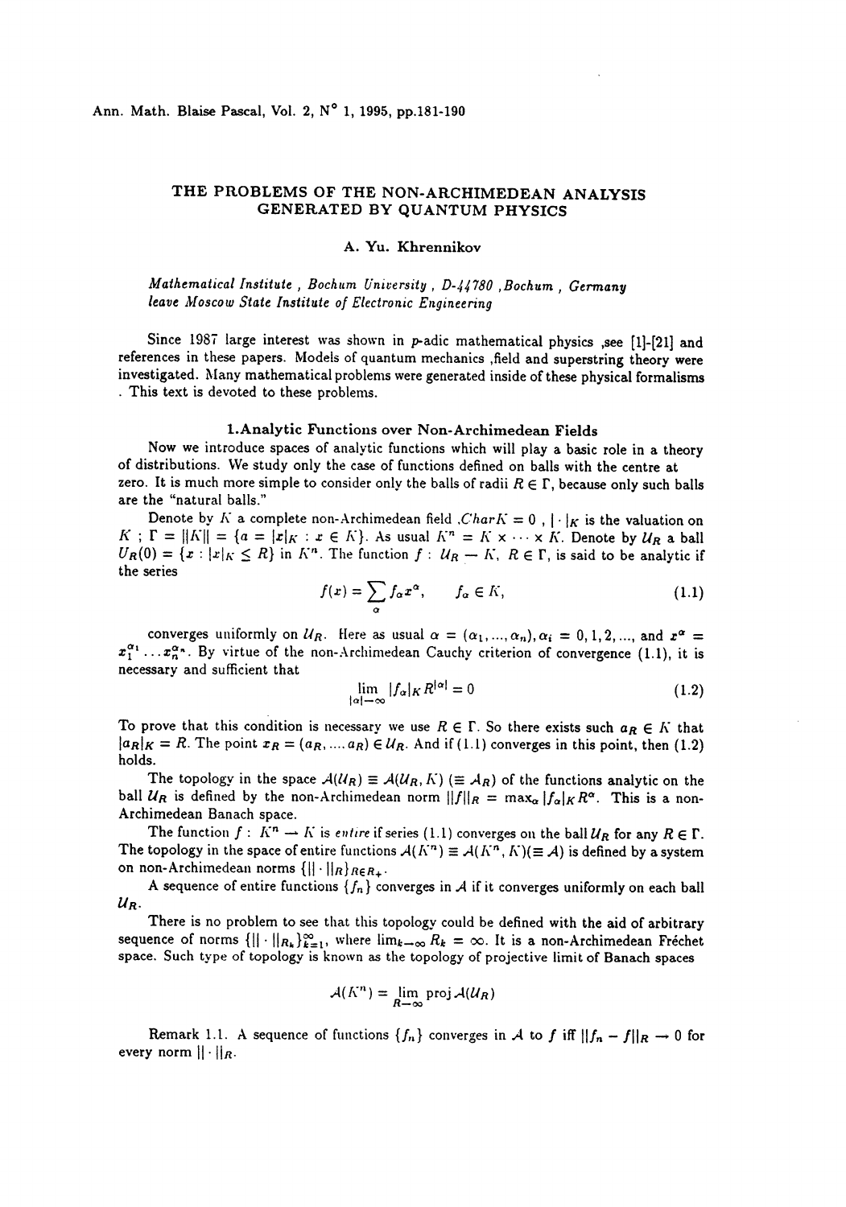# THE PROBLEMS OF THE NON-ARCHIMEDEAN ANALYSIS GENERATED BY QUANTUM PHYSICS

A. Yu. Khrennikov

*Mathematical Institute , Bochum University , D-44780 ,Bochum , Germany*
*leave Moscow State Institute of Electronic Engineering*

Since 1987 large interest was shown in $p$-adic mathematical physics ,see [1]-[21] and references in these papers. Models of quantum mechanics ,field and superstring theory were investigated. Many mathematical problems were generated inside of these physical formalisms . This text is devoted to these problems.

## 1.Analytic Functions over Non-Archimedean Fields

Now we introduce spaces of analytic functions which will play a basic role in a theory of distributions. We study only the case of functions defined on balls with the centre at zero. It is much more simple to consider only the balls of radii $R \in \Gamma$, because only such balls are the "natural balls."

Denote by $K$ a complete non-Archimedean field ,$Char K = 0$ , $|\cdot|_K$ is the valuation on $K$ ; $\Gamma = \|K\| = \{a = |x|_K : x \in K\}$. As usual $K^n = K \times \cdots \times K$. Denote by $\mathcal{U}_R$ a ball $U_R(0) = \{x : |x|_K \leq R\}$ in $K^n$. The function $f : \mathcal{U}_R \rightarrow K$, $R \in \Gamma$, is said to be analytic if the series

$$f(x) = \sum_{\alpha} f_\alpha x^\alpha, \qquad f_\alpha \in K, \tag{1.1}$$

converges uniformly on $\mathcal{U}_R$. Here as usual $\alpha = (\alpha_1, ..., \alpha_n), \alpha_i = 0, 1, 2, ...,$ and $x^\alpha = x_1^{\alpha_1} \dots x_n^{\alpha_n}$. By virtue of the non-Archimedean Cauchy criterion of convergence (1.1), it is necessary and sufficient that

$$\lim_{|\alpha| \to \infty} |f_\alpha|_K R^{|\alpha|} = 0 \tag{1.2}$$

To prove that this condition is necessary we use $R \in \Gamma$. So there exists such $a_R \in K$ that $|a_R|_K = R$. The point $x_R = (a_R, \dots a_R) \in \mathcal{U}_R$. And if (1.1) converges in this point, then (1.2) holds.

The topology in the space $\mathcal{A}(\mathcal{U}_R) \equiv \mathcal{A}(\mathcal{U}_R, K)$ ($\equiv \mathcal{A}_R$) of the functions analytic on the ball $\mathcal{U}_R$ is defined by the non-Archimedean norm $\|f\|_R = \max_\alpha |f_\alpha|_K R^\alpha$. This is a non-Archimedean Banach space.

The function $f : K^n \rightarrow K$ is *entire* if series (1.1) converges on the ball $\mathcal{U}_R$ for any $R \in \Gamma$. The topology in the space of entire functions $\mathcal{A}(K^n) \equiv \mathcal{A}(K^n, K)(\equiv \mathcal{A})$ is defined by a system on non-Archimedean norms $\{\|\cdot\|_R\}_{R \in R_+}$.

A sequence of entire functions $\{f_n\}$ converges in $\mathcal{A}$ if it converges uniformly on each ball $\mathcal{U}_R$.

There is no problem to see that this topology could be defined with the aid of arbitrary sequence of norms $\{\|\cdot\|_{R_k}\}_{k=1}^{\infty}$, where $\lim_{k \to \infty} R_k = \infty$. It is a non-Archimedean Fréchet space. Such type of topology is known as the topology of projective limit of Banach spaces

$$\mathcal{A}(K^n) = \lim_{R \to \infty} \operatorname{proj} \mathcal{A}(\mathcal{U}_R)$$

Remark 1.1. A sequence of functions $\{f_n\}$ converges in $\mathcal{A}$ to $f$ iff $\|f_n - f\|_R \rightarrow 0$ for every norm $\|\cdot\|_R$.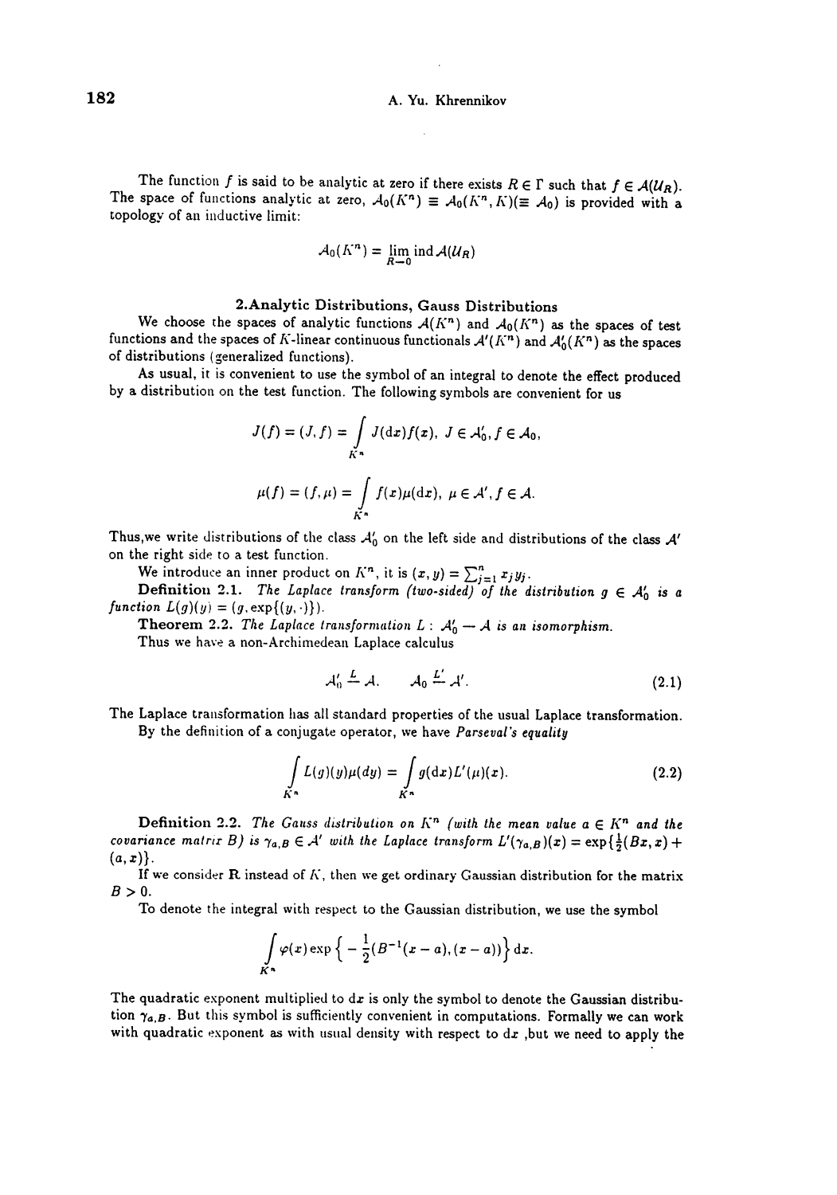The function $f$ is said to be analytic at zero if there exists $R \in \Gamma$ such that $f \in \mathcal{A}(\mathcal{U}_R)$. The space of functions analytic at zero, $\mathcal{A}_0(K^n) \equiv \mathcal{A}_0(K^n, K)(\equiv \mathcal{A}_0)$ is provided with a topology of an inductive limit:

$$\mathcal{A}_0(K^n) = \lim_{R \to 0} \operatorname{ind} \mathcal{A}(\mathcal{U}_R)$$

## 2. Analytic Distributions, Gauss Distributions

We choose the spaces of analytic functions $\mathcal{A}(K^n)$ and $\mathcal{A}_0(K^n)$ as the spaces of test functions and the spaces of $K$-linear continuous functionals $\mathcal{A}'(K^n)$ and $\mathcal{A}_0'(K^n)$ as the spaces of distributions (generalized functions).

As usual, it is convenient to use the symbol of an integral to denote the effect produced by a distribution on the test function. The following symbols are convenient for us

$$J(f) = (J, f) = \int_{K^n} J(\mathrm{d}x) f(x), \; J \in \mathcal{A}_0', f \in \mathcal{A}_0,$$

$$\mu(f) = (f, \mu) = \int_{K^n} f(x) \mu(\mathrm{d}x), \; \mu \in \mathcal{A}', f \in \mathcal{A}.$$

Thus, we write distributions of the class $\mathcal{A}_0'$ on the left side and distributions of the class $\mathcal{A}'$ on the right side to a test function.

We introduce an inner product on $K^n$, it is $(x, y) = \sum_{j=1}^n x_j y_j$.

**Definition 2.1.** *The Laplace transform (two-sided) of the distribution $g \in \mathcal{A}_0'$ is a function $L(g)(y) = (g, \exp\{(y, \cdot)\})$.*

**Theorem 2.2.** *The Laplace transformation $L : \mathcal{A}_0' - \mathcal{A}$ is an isomorphism.*

Thus we have a non-Archimedean Laplace calculus

$$\mathcal{A}_0' \stackrel{L}{-} \mathcal{A}. \qquad \mathcal{A}_0 \stackrel{L'}{-} \mathcal{A}'. \tag{2.1}$$

The Laplace transformation has all standard properties of the usual Laplace transformation.

By the definition of a conjugate operator, we have *Parseval's equality*

$$\int_{K^n} L(g)(y) \mu(dy) = \int_{K^n} g(\mathrm{d}x) L'(\mu)(x). \tag{2.2}$$

**Definition 2.2.** *The Gauss distribution on $K^n$ (with the mean value $a \in K^n$ and the covariance matrix $B$) is $\gamma_{a,B} \in \mathcal{A}'$ with the Laplace transform $L'(\gamma_{a,B})(x) = \exp\{\frac{1}{2}(Bx, x) + (a, x)\}$.*

If we consider $\mathbf{R}$ instead of $K$, then we get ordinary Gaussian distribution for the matrix $B > 0$.

To denote the integral with respect to the Gaussian distribution, we use the symbol

$$\int_{K^n} \varphi(x) \exp\Big\{ -\frac{1}{2}(B^{-1}(x-a), (x-a)) \Big\} \, \mathrm{d}x.$$

The quadratic exponent multiplied to $\mathrm{d}x$ is only the symbol to denote the Gaussian distribution $\gamma_{a,B}$. But this symbol is sufficiently convenient in computations. Formally we can work with quadratic exponent as with usual density with respect to $\mathrm{d}x$, but we need to apply the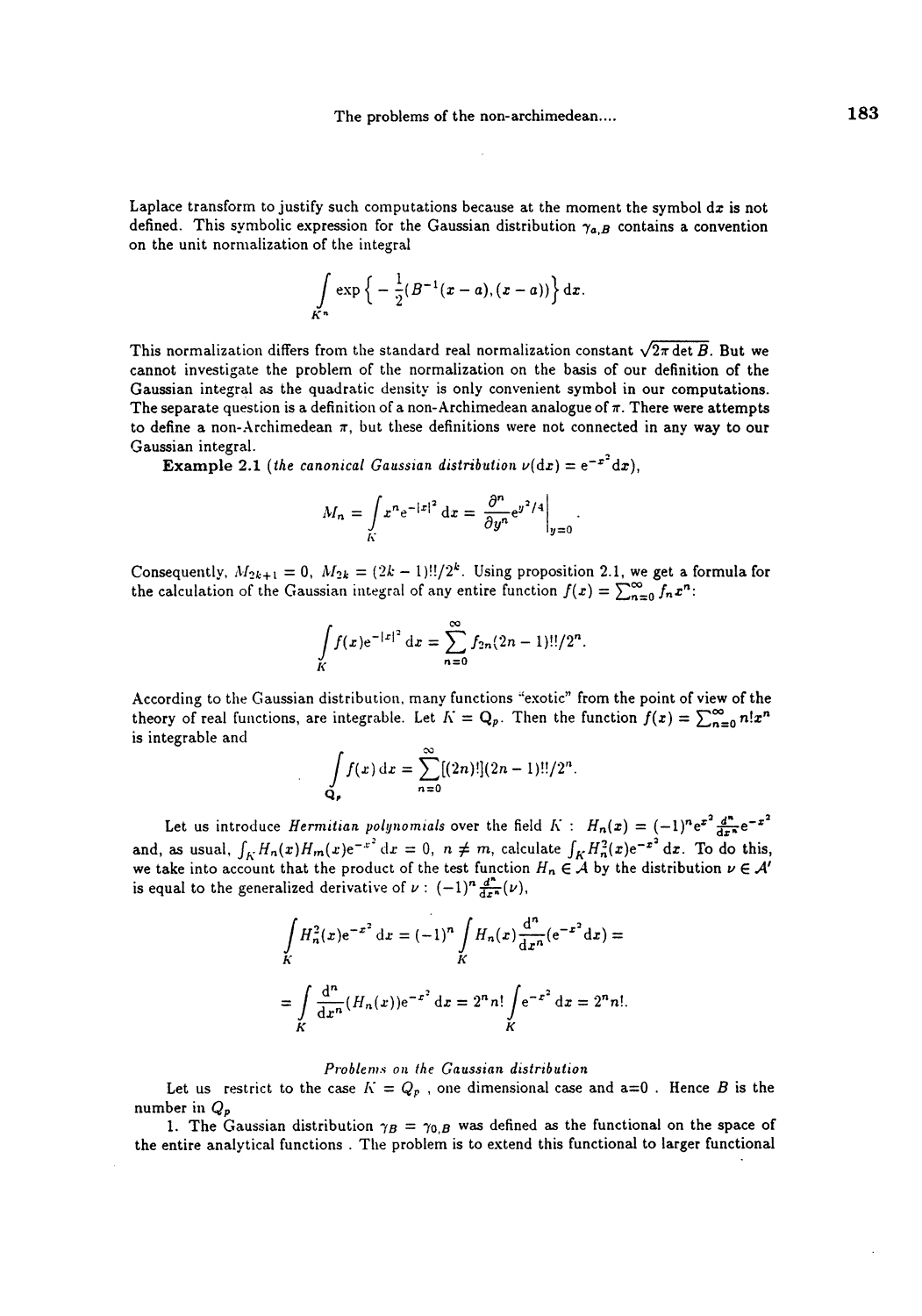Laplace transform to justify such computations because at the moment the symbol $\mathrm{d}x$ is not defined. This symbolic expression for the Gaussian distribution $\gamma_{a,B}$ contains a convention on the unit normalization of the integral

$$\int\limits_{K^n} \exp\Big\{ -\frac{1}{2}(B^{-1}(x-a),(x-a))\Big\}\,\mathrm{d}x.$$

This normalization differs from the standard real normalization constant $\sqrt{2\pi \det B}$. But we cannot investigate the problem of the normalization on the basis of our definition of the Gaussian integral as the quadratic density is only convenient symbol in our computations. The separate question is a definition of a non-Archimedean analogue of $\pi$. There were attempts to define a non-Archimedean $\pi$, but these definitions were not connected in any way to our Gaussian integral.

**Example 2.1** (*the canonical Gaussian distribution* $\nu(\mathrm{d}x) = \mathrm{e}^{-x^2}\mathrm{d}x$),

$$M_n = \int\limits_K x^n \mathrm{e}^{-|x|^2}\,\mathrm{d}x = \frac{\partial^n}{\partial y^n}\mathrm{e}^{y^2/4}\Big|_{y=0}.$$

Consequently, $M_{2k+1} = 0$, $M_{2k} = (2k-1)!!/2^k$. Using proposition 2.1, we get a formula for the calculation of the Gaussian integral of any entire function $f(x) = \sum_{n=0}^{\infty} f_n x^n$:

$$\int\limits_K f(x)\mathrm{e}^{-|x|^2}\,\mathrm{d}x = \sum_{n=0}^{\infty} f_{2n}(2n-1)!!/2^n.$$

According to the Gaussian distribution, many functions "exotic" from the point of view of the theory of real functions, are integrable. Let $K = \mathbf{Q}_p$. Then the function $f(x) = \sum_{n=0}^{\infty} n! x^n$ is integrable and

$$\int\limits_{\mathbf{Q}_p} f(x)\,\mathrm{d}x = \sum_{n=0}^{\infty}[(2n)!](2n-1)!!/2^n.$$

Let us introduce *Hermitian polynomials* over the field $K$ : $H_n(x) = (-1)^n \mathrm{e}^{x^2}\frac{\mathrm{d}^n}{\mathrm{d}x^n}\mathrm{e}^{-x^2}$ and, as usual, $\int_K H_n(x)H_m(x)\mathrm{e}^{-x^2}\,\mathrm{d}x = 0$, $n \neq m$, calculate $\int_K H_n^2(x)\mathrm{e}^{-x^2}\,\mathrm{d}x$. To do this, we take into account that the product of the test function $H_n \in \mathcal{A}$ by the distribution $\nu \in \mathcal{A}'$ is equal to the generalized derivative of $\nu$ : $(-1)^n \frac{\mathrm{d}^n}{\mathrm{d}x^n}(\nu)$,

$$\int\limits_K H_n^2(x)\mathrm{e}^{-x^2}\,\mathrm{d}x = (-1)^n \int\limits_K H_n(x)\frac{\mathrm{d}^n}{\mathrm{d}x^n}(\mathrm{e}^{-x^2}\mathrm{d}x) =$$

$$= \int\limits_K \frac{\mathrm{d}^n}{\mathrm{d}x^n}(H_n(x))\mathrm{e}^{-x^2}\,\mathrm{d}x = 2^n n! \int\limits_K \mathrm{e}^{-x^2}\,\mathrm{d}x = 2^n n!.$$

*Problems on the Gaussian distribution*

Let us restrict to the case $K = Q_p$ , one dimensional case and a=0 . Hence $B$ is the number in $Q_p$

1. The Gaussian distribution $\gamma_B = \gamma_{0,B}$ was defined as the functional on the space of the entire analytical functions . The problem is to extend this functional to larger functional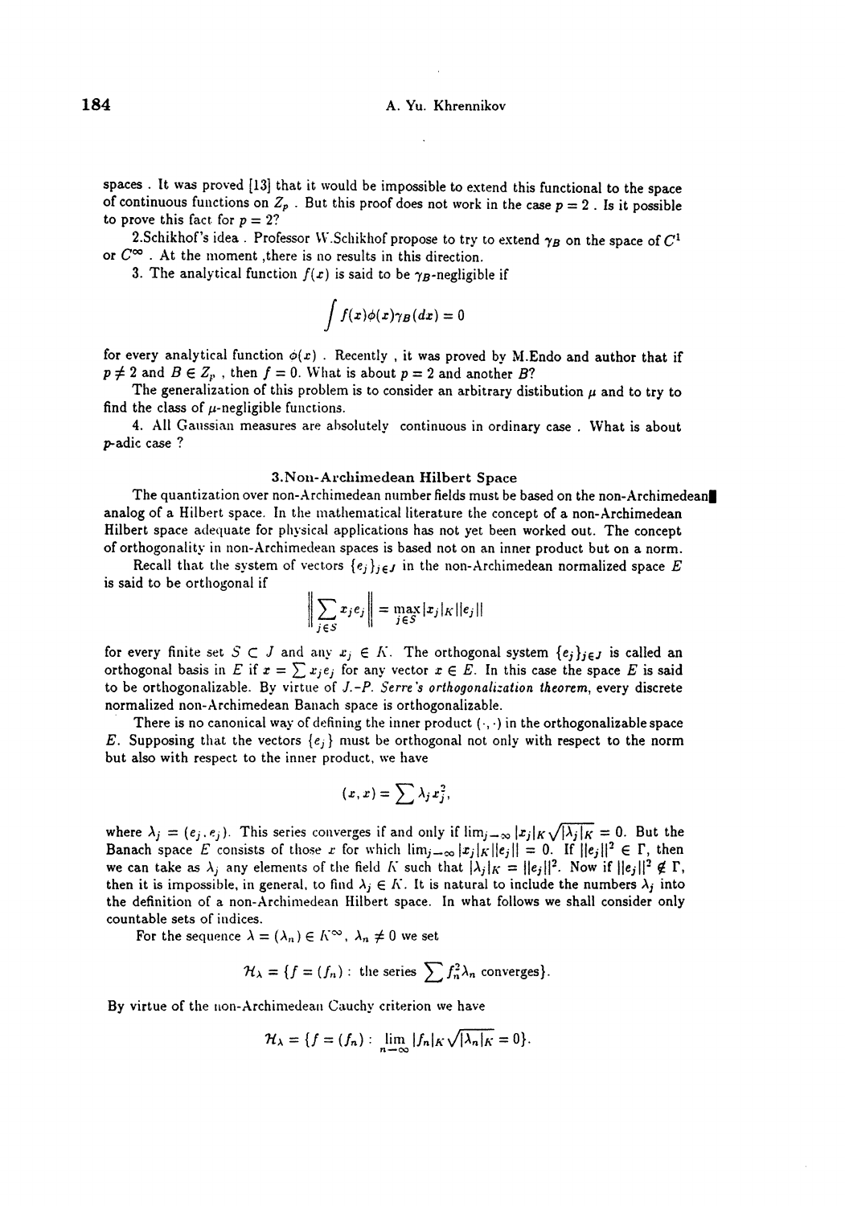spaces . It was proved [13] that it would be impossible to extend this functional to the space of continuous functions on $Z_p$ . But this proof does not work in the case $p = 2$ . Is it possible to prove this fact for $p = 2$?

2.Schikhof's idea . Professor W.Schikhof propose to try to extend $\gamma_B$ on the space of $C^1$ or $C^\infty$ . At the moment ,there is no results in this direction.

3. The analytical function $f(x)$ is said to be $\gamma_B$-negligible if

$$\int f(x)\phi(x)\gamma_B(dx) = 0$$

for every analytical function $\phi(x)$ . Recently , it was proved by M.Endo and author that if $p \neq 2$ and $B \in Z_p$ , then $f = 0$. What is about $p = 2$ and another $B$?

The generalization of this problem is to consider an arbitrary distibution $\mu$ and to try to find the class of $\mu$-negligible functions.

4. All Gaussian measures are absolutely continuous in ordinary case . What is about $p$-adic case ?

### 3.Non-Archimedean Hilbert Space

The quantization over non-Archimedean number fields must be based on the non-Archimedean analog of a Hilbert space. In the mathematical literature the concept of a non-Archimedean Hilbert space adequate for physical applications has not yet been worked out. The concept of orthogonality in non-Archimedean spaces is based not on an inner product but on a norm.

Recall that the system of vectors $\{e_j\}_{j\in J}$ in the non-Archimedean normalized space $E$ is said to be orthogonal if

$$\left\| \sum_{j\in S} x_j e_j \right\| = \max_{j\in S} |x_j|_K \|e_j\|$$

for every finite set $S \subset J$ and any $x_j \in K$. The orthogonal system $\{e_j\}_{j\in J}$ is called an orthogonal basis in $E$ if $x = \sum x_j e_j$ for any vector $x \in E$. In this case the space $E$ is said to be orthogonalizable. By virtue of *J.-P. Serre's orthogonalization theorem*, every discrete normalized non-Archimedean Banach space is orthogonalizable.

There is no canonical way of defining the inner product $(\cdot,\cdot)$ in the orthogonalizable space $E$. Supposing that the vectors $\{e_j\}$ must be orthogonal not only with respect to the norm but also with respect to the inner product, we have

$$(x, x) = \sum \lambda_j x_j^2,$$

where $\lambda_j = (e_j, e_j)$. This series converges if and only if $\lim_{j\to\infty} |x_j|_K \sqrt{|\lambda_j|_K} = 0$. But the Banach space $E$ consists of those $x$ for which $\lim_{j\to\infty} |x_j|_K \|e_j\| = 0$. If $\|e_j\|^2 \in \Gamma$, then we can take as $\lambda_j$ any elements of the field $K$ such that $|\lambda_j|_K = \|e_j\|^2$. Now if $\|e_j\|^2 \notin \Gamma$, then it is impossible, in general, to find $\lambda_j \in K$. It is natural to include the numbers $\lambda_j$ into the definition of a non-Archimedean Hilbert space. In what follows we shall consider only countable sets of indices.

For the sequence $\lambda = (\lambda_n) \in K^\infty$, $\lambda_n \neq 0$ we set

$$\mathcal{H}_\lambda = \{f = (f_n) : \text{ the series } \sum f_n^2 \lambda_n \text{ converges}\}.$$

By virtue of the non-Archimedean Cauchy criterion we have

$$\mathcal{H}_\lambda = \{f = (f_n) : \lim_{n\to\infty} |f_n|_K \sqrt{|\lambda_n|_K} = 0\}.$$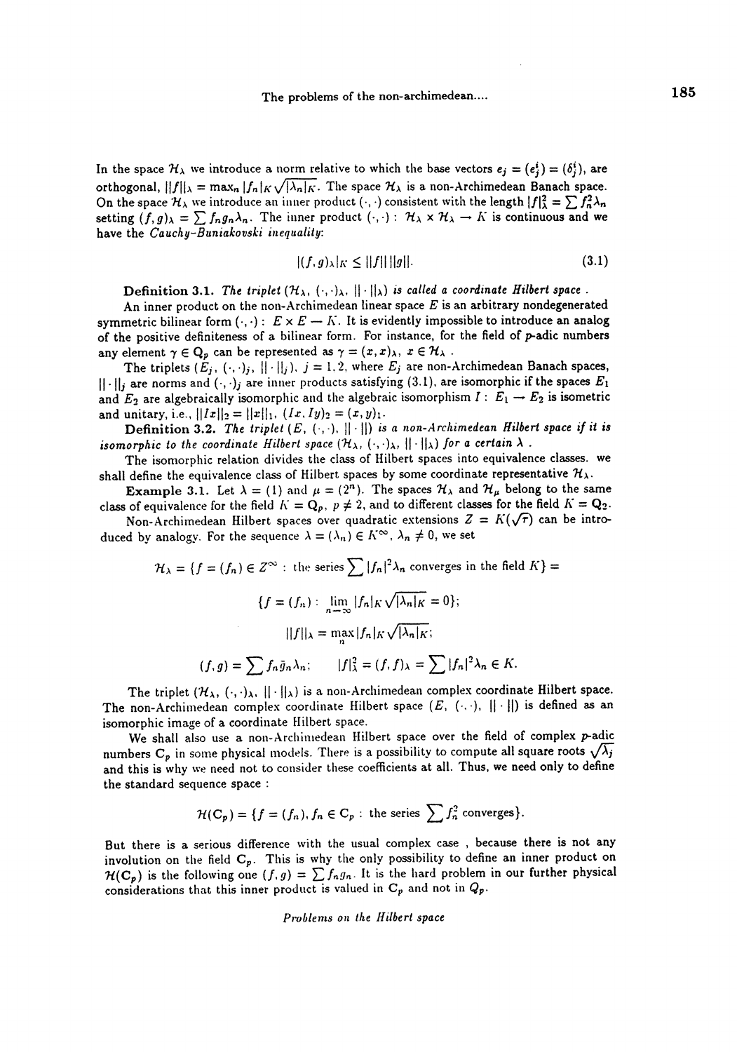In the space $\mathcal{H}_\lambda$ we introduce a norm relative to which the base vectors $e_j = (e_j^i) = (\delta_j^i)$, are orthogonal, $\|f\|_\lambda = \max_n |f_n|_K \sqrt{|\lambda_n|_K}$. The space $\mathcal{H}_\lambda$ is a non-Archimedean Banach space. On the space $\mathcal{H}_\lambda$ we introduce an inner product $(\cdot,\cdot)$ consistent with the length $|f|_\lambda^2 = \sum f_n^2 \lambda_n$ setting $(f,g)_\lambda = \sum f_n g_n \lambda_n$. The inner product $(\cdot,\cdot) : \mathcal{H}_\lambda \times \mathcal{H}_\lambda \to K$ is continuous and we have the *Cauchy-Buniakovski inequality*:

$$|(f,g)_\lambda|_K \le \|f\| \|g\|. \tag{3.1}$$

**Definition 3.1.** *The triplet $(\mathcal{H}_\lambda,\ (\cdot,\cdot)_\lambda,\ \|\cdot\|_\lambda)$ is called a coordinate Hilbert space .*

An inner product on the non-Archimedean linear space $E$ is an arbitrary nondegenerated symmetric bilinear form $(\cdot,\cdot) : E \times E \to K$. It is evidently impossible to introduce an analog of the positive definiteness of a bilinear form. For instance, for the field of $p$-adic numbers any element $\gamma \in \mathbf{Q}_p$ can be represented as $\gamma = (x,x)_\lambda$, $x \in \mathcal{H}_\lambda$ .

The triplets $(E_j,\ (\cdot,\cdot)_j,\ \|\cdot\|_j)$, $j = 1,2$, where $E_j$ are non-Archimedean Banach spaces, $\|\cdot\|_j$ are norms and $(\cdot,\cdot)_j$ are inner products satisfying (3.1), are isomorphic if the spaces $E_1$ and $E_2$ are algebraically isomorphic and the algebraic isomorphism $I : E_1 \to E_2$ is isometric and unitary, i.e., $\|Ix\|_2 = \|x\|_1$, $(Ix, Iy)_2 = (x,y)_1$.

**Definition 3.2.** *The triplet $(E,\ (\cdot,\cdot),\ \|\cdot\|)$ is a non-Archimedean Hilbert space if it is isomorphic to the coordinate Hilbert space $(\mathcal{H}_\lambda,\ (\cdot,\cdot)_\lambda,\ \|\cdot\|_\lambda)$ for a certain $\lambda$ .*

The isomorphic relation divides the class of Hilbert spaces into equivalence classes. we shall define the equivalence class of Hilbert spaces by some coordinate representative $\mathcal{H}_\lambda$.

**Example 3.1.** Let $\lambda = (1)$ and $\mu = (2^n)$. The spaces $\mathcal{H}_\lambda$ and $\mathcal{H}_\mu$ belong to the same class of equivalence for the field $K = \mathbf{Q}_p$, $p \ne 2$, and to different classes for the field $K = \mathbf{Q}_2$.

Non-Archimedean Hilbert spaces over quadratic extensions $Z = K(\sqrt{\tau})$ can be introduced by analogy. For the sequence $\lambda = (\lambda_n) \in K^\infty$, $\lambda_n \ne 0$, we set

$$\mathcal{H}_\lambda = \{f = (f_n) \in Z^\infty : \text{the series} \sum |f_n|^2 \lambda_n \text{ converges in the field } K\} =$$

$$\{f = (f_n) : \lim_{n\to\infty} |f_n|_K \sqrt{|\lambda_n|_K} = 0\};$$

$$\|f\|_\lambda = \max_n |f_n|_K \sqrt{|\lambda_n|_K};$$

$$(f,g) = \sum f_n \bar{g}_n \lambda_n; \qquad |f|_\lambda^2 = (f,f)_\lambda = \sum |f_n|^2 \lambda_n \in K.$$

The triplet $(\mathcal{H}_\lambda,\ (\cdot,\cdot)_\lambda,\ \|\cdot\|_\lambda)$ is a non-Archimedean complex coordinate Hilbert space. The non-Archimedean complex coordinate Hilbert space $(E,\ (\cdot,\cdot),\ \|\cdot\|)$ is defined as an isomorphic image of a coordinate Hilbert space.

We shall also use a non-Archimedean Hilbert space over the field of complex $p$-adic numbers $\mathbf{C}_p$ in some physical models. There is a possibility to compute all square roots $\sqrt{\lambda_j}$ and this is why we need not to consider these coefficients at all. Thus, we need only to define the standard sequence space :

$$\mathcal{H}(\mathbf{C}_p) = \{f = (f_n), f_n \in \mathbf{C}_p : \text{the series} \sum f_n^2 \text{ converges}\}.$$

But there is a serious difference with the usual complex case , because there is not any involution on the field $\mathbf{C}_p$. This is why the only possibility to define an inner product on $\mathcal{H}(\mathbf{C}_p)$ is the following one $(f,g) = \sum f_n g_n$. It is the hard problem in our further physical considerations that this inner product is valued in $\mathbf{C}_p$ and not in $Q_p$.

*Problems on the Hilbert space*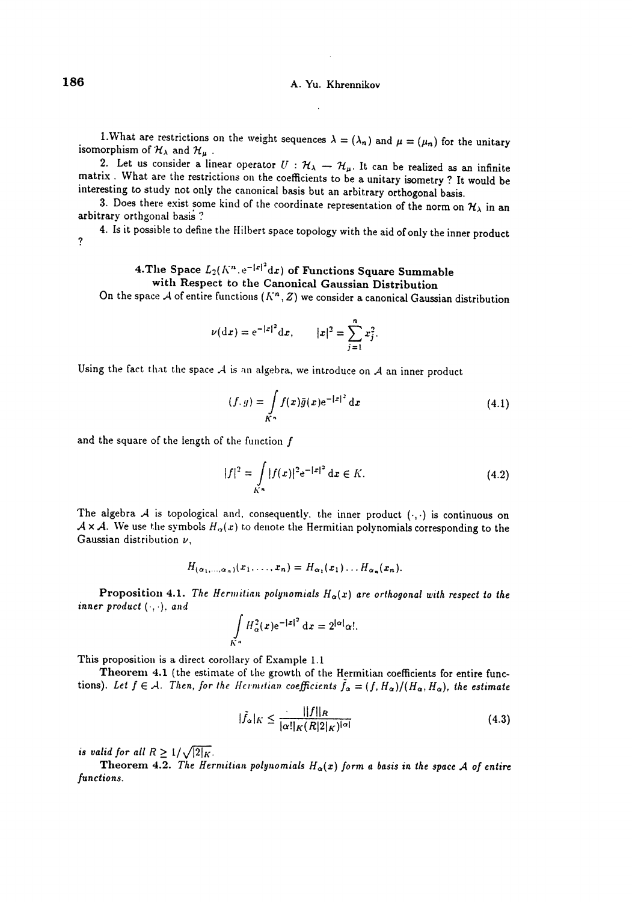1.What are restrictions on the weight sequences $\lambda = (\lambda_n)$ and $\mu = (\mu_n)$ for the unitary isomorphism of $\mathcal{H}_\lambda$ and $\mathcal{H}_\mu$ .

2. Let us consider a linear operator $U : \mathcal{H}_\lambda \to \mathcal{H}_\mu$. It can be realized as an infinite matrix . What are the restrictions on the coefficients to be a unitary isometry ? It would be interesting to study not only the canonical basis but an arbitrary orthogonal basis.

3. Does there exist some kind of the coordinate representation of the norm on $\mathcal{H}_\lambda$ in an arbitrary orthgonal basis ?

4. Is it possible to define the Hilbert space topology with the aid of only the inner product ?

## 4.The Space $L_2(K^n, e^{-|x|^2}dx)$ of Functions Square Summable with Respect to the Canonical Gaussian Distribution

On the space $\mathcal{A}$ of entire functions $(K^n, Z)$ we consider a canonical Gaussian distribution

$$\nu(dx) = e^{-|x|^2}dx, \qquad |x|^2 = \sum_{j=1}^{n} x_j^2.$$

Using the fact that the space $\mathcal{A}$ is an algebra, we introduce on $\mathcal{A}$ an inner product

$$(f, g) = \int_{K^n} f(x)\bar{g}(x)e^{-|x|^2}\,dx \tag{4.1}$$

and the square of the length of the function $f$

$$|f|^2 = \int_{K^n} |f(x)|^2 e^{-|x|^2}\,dx \in K. \tag{4.2}$$

The algebra $\mathcal{A}$ is topological and, consequently, the inner product $(\cdot,\cdot)$ is continuous on $\mathcal{A} \times \mathcal{A}$. We use the symbols $H_\alpha(x)$ to denote the Hermitian polynomials corresponding to the Gaussian distribution $\nu$,

$$H_{(\alpha_1,\ldots,\alpha_n)}(x_1,\ldots,x_n) = H_{\alpha_1}(x_1)\ldots H_{\alpha_n}(x_n).$$

**Proposition 4.1.** *The Hermitian polynomials $H_\alpha(x)$ are orthogonal with respect to the inner product $(\cdot,\cdot)$, and*

$$\int_{K^n} H_\alpha^2(x)e^{-|x|^2}\,dx = 2^{|\alpha|}\alpha!.$$

This proposition is a direct corollary of Example 1.1

**Theorem 4.1** (the estimate of the growth of the Hermitian coefficients for entire functions). *Let $f \in \mathcal{A}$. Then, for the Hermitian coefficients $\bar{f}_\alpha = (f, H_\alpha)/(H_\alpha, H_\alpha)$, the estimate*

$$|\bar{f}_\alpha|_K \le \frac{\|f\|_R}{|\alpha!|_K (R|2|_K)^{|\alpha|}} \tag{4.3}$$

*is valid for all $R \ge 1/\sqrt{|2|_K}$.*

**Theorem 4.2.** *The Hermitian polynomials $H_\alpha(x)$ form a basis in the space $\mathcal{A}$ of entire functions.*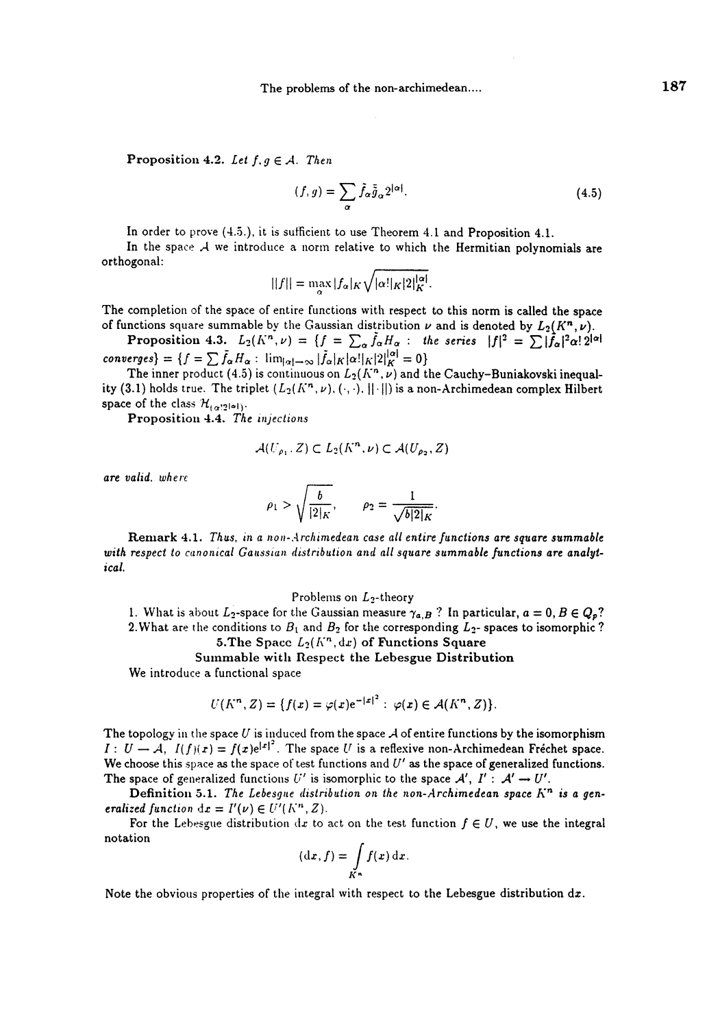**Proposition 4.2.** *Let $f, g \in \mathcal{A}$. Then*

$$(f, g) = \sum_{\alpha} \tilde{f}_\alpha \tilde{\bar{g}}_\alpha 2^{|\alpha|}. \tag{4.5}$$

In order to prove (4.5.), it is sufficient to use Theorem 4.1 and Proposition 4.1.

In the space $\mathcal{A}$ we introduce a norm relative to which the Hermitian polynomials are orthogonal:

$$||f|| = \max_{\alpha} |f_\alpha|_K \sqrt{|\alpha!|_K |2|_K^{|\alpha|}}.$$

The completion of the space of entire functions with respect to this norm is called the space of functions square summable by the Gaussian distribution $\nu$ and is denoted by $L_2(K^n, \nu)$.

**Proposition 4.3.** $L_2(K^n, \nu) = \{f = \sum_\alpha \tilde{f}_\alpha H_\alpha :$ *the series* $|f|^2 = \sum |\tilde{f}_\alpha|^2 \alpha! 2^{|\alpha|}$ *converges*$\} = \{f = \sum \tilde{f}_\alpha H_\alpha : \lim_{|\alpha| \to \infty} |\tilde{f}_\alpha|_K |\alpha!|_K |2|_K^{|\alpha|} = 0\}$

The inner product (4.5) is continuous on $L_2(K^n, \nu)$ and the Cauchy–Buniakovski inequality (3.1) holds true. The triplet $(L_2(K^n, \nu), (\cdot, \cdot), ||\cdot||)$ is a non-Archimedean complex Hilbert space of the class $\mathcal{H}_{(\alpha! 2^{|\alpha|})}$.

**Proposition 4.4.** *The injections*

$$\mathcal{A}(U_{\rho_1}, Z) \subset L_2(K^n, \nu) \subset \mathcal{A}(U_{\rho_2}, Z)$$

*are valid, where*

$$\rho_1 > \sqrt{\frac{b}{|2|_K}}, \qquad \rho_2 = \frac{1}{\sqrt{b|2|_K}}.$$

**Remark 4.1.** *Thus, in a non-Archimedean case all entire functions are square summable with respect to canonical Gaussian distribution and all square summable functions are analytical.*

Problems on $L_2$-theory

1. What is about $L_2$-space for the Gaussian measure $\gamma_{a,B}$ ? In particular, $a = 0, B \in Q_p$?
2. What are the conditions to $B_1$ and $B_2$ for the corresponding $L_2$- spaces to isomorphic ?

## 5. The Space $L_2(K^n, \mathrm{d}x)$ of Functions Square Summable with Respect the Lebesgue Distribution

We introduce a functional space

$$U(K^n, Z) = \{f(x) = \varphi(x) e^{-|x|^2} : \varphi(x) \in \mathcal{A}(K^n, Z)\}.$$

The topology in the space $U$ is induced from the space $\mathcal{A}$ of entire functions by the isomorphism $I : U \to \mathcal{A}$, $I(f)(x) = f(x) e^{|x|^2}$. The space $U$ is a reflexive non-Archimedean Fréchet space. We choose this space as the space of test functions and $U'$ as the space of generalized functions. The space of generalized functions $U'$ is isomorphic to the space $\mathcal{A}'$, $I' : \mathcal{A}' \to U'$.

**Definition 5.1.** *The Lebesgue distribution on the non-Archimedean space $K^n$ is a generalized function $\mathrm{d}x = I'(\nu) \in U'(K^n, Z)$.*

For the Lebesgue distribution $\mathrm{d}x$ to act on the test function $f \in U$, we use the integral notation

$$(\mathrm{d}x, f) = \int_{K^n} f(x)\, \mathrm{d}x.$$

Note the obvious properties of the integral with respect to the Lebesgue distribution $\mathrm{d}x$.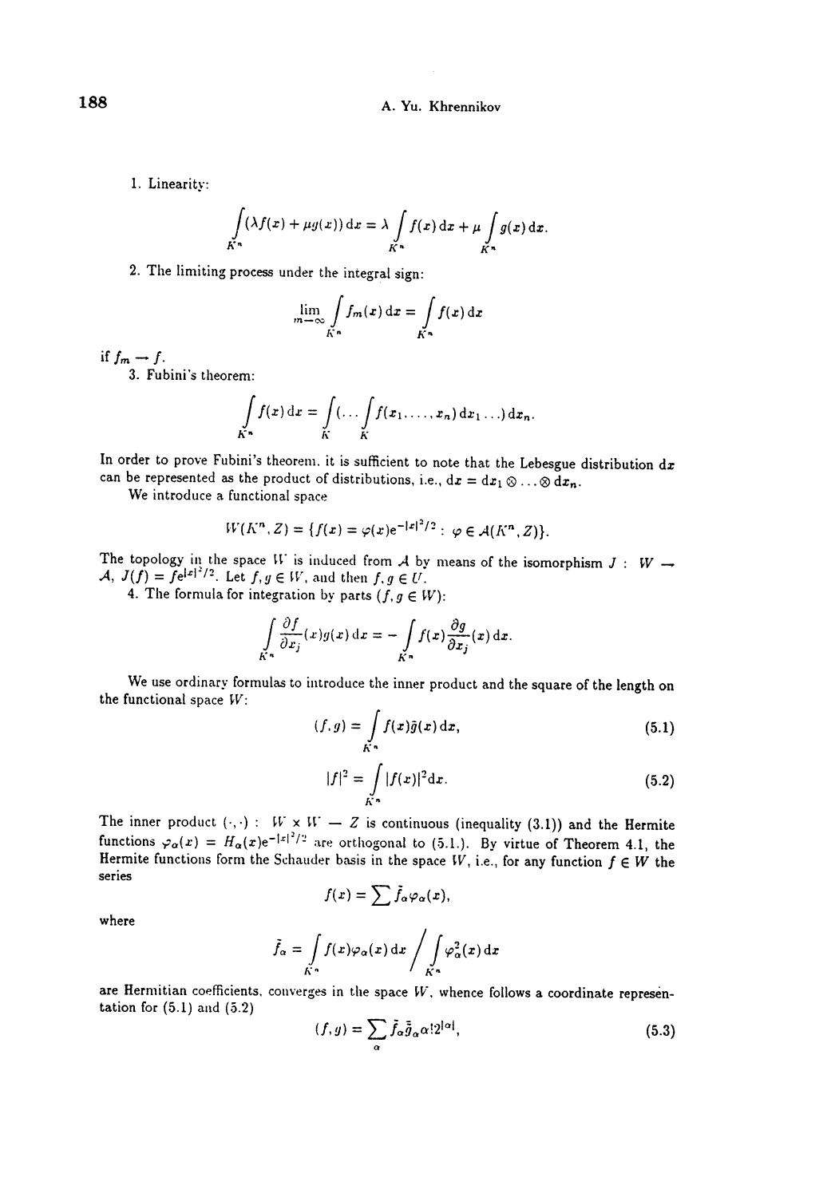1. Linearity:

$$\int\limits_{K^n} (\lambda f(x) + \mu g(x))\,\mathrm{d}x = \lambda \int\limits_{K^n} f(x)\,\mathrm{d}x + \mu \int\limits_{K^n} g(x)\,\mathrm{d}x.$$

2. The limiting process under the integral sign:

$$\lim_{m\to\infty} \int\limits_{K^n} f_m(x)\,\mathrm{d}x = \int\limits_{K^n} f(x)\,\mathrm{d}x$$

if $f_m \to f$.

3. Fubini's theorem:

$$\int\limits_{K^n} f(x)\,\mathrm{d}x = \int\limits_{K}(\ldots \int\limits_{K} f(x_1, \ldots, x_n)\,\mathrm{d}x_1 \ldots)\,\mathrm{d}x_n.$$

In order to prove Fubini's theorem, it is sufficient to note that the Lebesgue distribution $\mathrm{d}x$ can be represented as the product of distributions, i.e., $\mathrm{d}x = \mathrm{d}x_1 \otimes \ldots \otimes \mathrm{d}x_n$.

We introduce a functional space

$$W(K^n, Z) = \{f(x) = \varphi(x)\mathrm{e}^{-|x|^2/2} : \ \varphi \in \mathcal{A}(K^n, Z)\}.$$

The topology in the space $W$ is induced from $\mathcal{A}$ by means of the isomorphism $J: \ W \to \mathcal{A}$, $J(f) = f\mathrm{e}^{|x|^2/2}$. Let $f, g \in W$, and then $f, g \in U$.

4. The formula for integration by parts ($f, g \in W$):

$$\int\limits_{K^n} \frac{\partial f}{\partial x_j}(x) g(x)\,\mathrm{d}x = -\int\limits_{K^n} f(x) \frac{\partial g}{\partial x_j}(x)\,\mathrm{d}x.$$

We use ordinary formulas to introduce the inner product and the square of the length on the functional space $W$:

$$(f, g) = \int\limits_{K^n} f(x)\bar{g}(x)\,\mathrm{d}x, \tag{5.1}$$

$$|f|^2 = \int\limits_{K^n} |f(x)|^2 \mathrm{d}x. \tag{5.2}$$

The inner product $(\cdot, \cdot): \ W \times W \to Z$ is continuous (inequality (3.1)) and the Hermite functions $\varphi_\alpha(x) = H_\alpha(x)\mathrm{e}^{-|x|^2/2}$ are orthogonal to (5.1.). By virtue of Theorem 4.1, the Hermite functions form the Schauder basis in the space $W$, i.e., for any function $f \in W$ the series

$$f(x) = \sum \tilde{f}_\alpha \varphi_\alpha(x),$$

where

$$\tilde{f}_\alpha = \int\limits_{K^n} f(x)\varphi_\alpha(x)\,\mathrm{d}x \Bigg/ \int\limits_{K^n} \varphi_\alpha^2(x)\,\mathrm{d}x$$

are Hermitian coefficients, converges in the space $W$, whence follows a coordinate representation for (5.1) and (5.2)

$$(f, g) = \sum_\alpha \tilde{f}_\alpha \bar{\tilde{g}}_\alpha \alpha! 2^{|\alpha|}, \tag{5.3}$$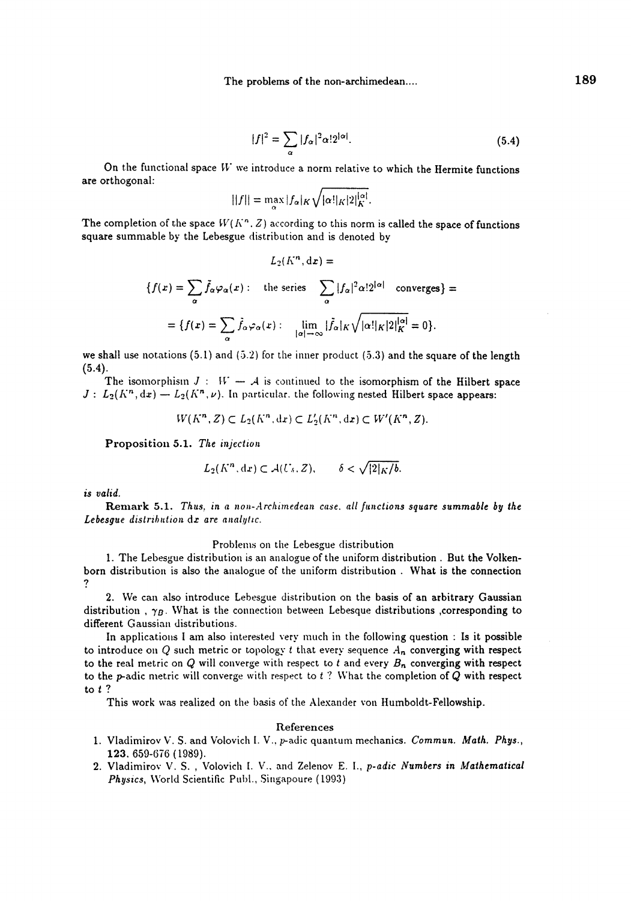$$|f|^2 = \sum_\alpha |f_\alpha|^2 \alpha! 2^{|\alpha|}. \tag{5.4}$$

On the functional space $W$ we introduce a norm relative to which the Hermite functions are orthogonal:

$$\|f\| = \max_\alpha |f_\alpha|_K \sqrt{|\alpha!|_K |2|_K^{|\alpha|}}.$$

The completion of the space $W(K^n, Z)$ according to this norm is called the space of functions square summable by the Lebesgue distribution and is denoted by

$$L_2(K^n, dx) =$$

$$\{f(x) = \sum_\alpha \tilde{f}_\alpha \varphi_\alpha(x) : \quad \text{the series} \quad \sum_\alpha |f_\alpha|^2 \alpha! 2^{|\alpha|} \quad \text{converges}\} =$$

$$= \{f(x) = \sum_\alpha \tilde{f}_\alpha \varphi_\alpha(x) : \quad \lim_{|\alpha| \to \infty} |\tilde{f}_\alpha|_K \sqrt{|\alpha!|_K |2|_K^{|\alpha|}} = 0\}.$$

we shall use notations (5.1) and (5.2) for the inner product (5.3) and the square of the length (5.4).

The isomorphism $J : W \to \mathcal{A}$ is continued to the isomorphism of the Hilbert space $J : L_2(K^n, dx) \to L_2(K^n, \nu)$. In particular, the following nested Hilbert space appears:

$$W(K^n, Z) \subset L_2(K^n, dx) \subset L_2'(K^n, dx) \subset W'(K^n, Z).$$

**Proposition 5.1.** *The injection*

$$L_2(K^n, dx) \subset \mathcal{A}(U_\delta, Z), \qquad \delta < \sqrt{|2|_K / b}.$$

*is valid.*

**Remark 5.1.** *Thus, in a non-Archimedean case, all functions square summable by the Lebesgue distribution* $dx$ *are analytic.*

Problems on the Lebesgue distribution

1. The Lebesgue distribution is an analogue of the uniform distribution . But the Volkenborn distribution is also the analogue of the uniform distribution . What is the connection ?

2. We can also introduce Lebesgue distribution on the basis of an arbitrary Gaussian distribution , $\gamma_B$. What is the connection between Lebesque distributions ,corresponding to different Gaussian distributions.

In applications I am also interested very much in the following question : Is it possible to introduce on $Q$ such metric or topology $t$ that every sequence $A_n$ converging with respect to the real metric on $Q$ will converge with respect to $t$ and every $B_n$ converging with respect to the $p$-adic metric will converge with respect to $t$ ? What the completion of $Q$ with respect to $t$ ?

This work was realized on the basis of the Alexander von Humboldt-Fellowship.

## References

1. Vladimirov V. S. and Volovich I. V., $p$-adic quantum mechanics. *Commun. Math. Phys.*, **123**, 659-676 (1989).
2. Vladimirov V. S. , Volovich I. V., and Zelenov E. I., *p-adic Numbers in Mathematical Physics*, World Scientific Publ., Singapoure (1993)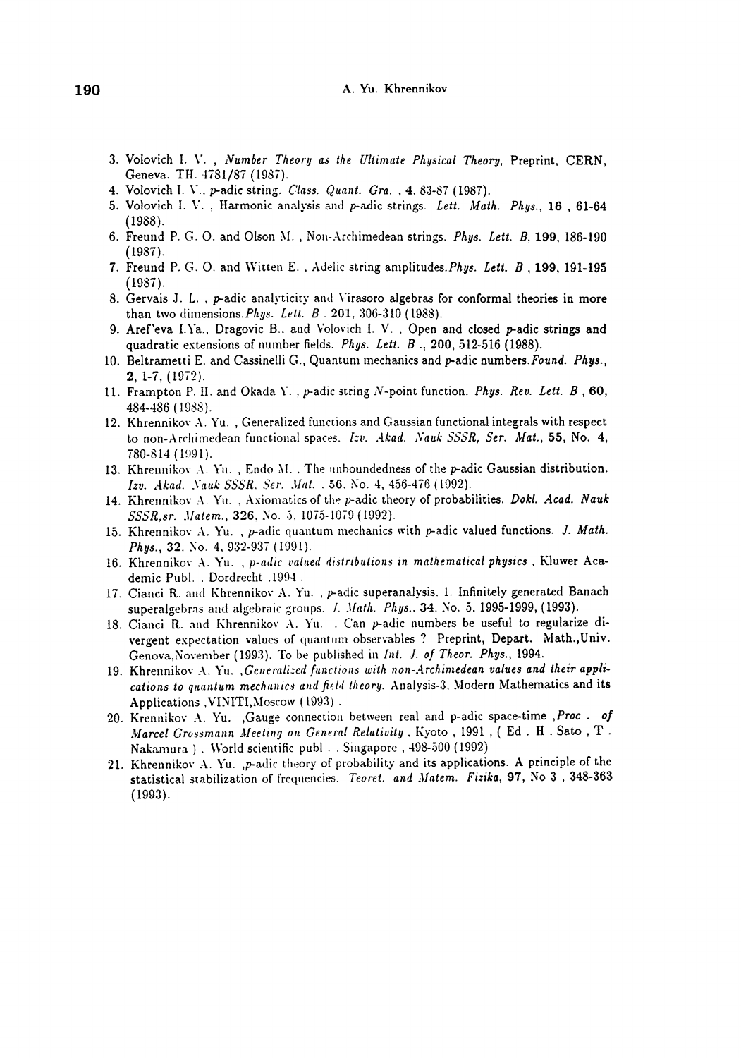3. Volovich I. V. , *Number Theory as the Ultimate Physical Theory*, Preprint, CERN, Geneva. TH. 4781/87 (1987).
4. Volovich I. V., $p$-adic string. *Class. Quant. Gra.* , **4**, 83-87 (1987).
5. Volovich I. V. , Harmonic analysis and $p$-adic strings. *Lett. Math. Phys.*, **16** , 61-64 (1988).
6. Freund P. G. O. and Olson M. , Non-Archimedean strings. *Phys. Lett. B*, **199**, 186-190 (1987).
7. Freund P. G. O. and Witten E. , Adelic string amplitudes.*Phys. Lett. B* , **199**, 191-195 (1987).
8. Gervais J. L. , $p$-adic analyticity and Virasoro algebras for conformal theories in more than two dimensions.*Phys. Lett. B* . 201, 306-310 (1988).
9. Aref'eva I.Ya., Dragovic B., and Volovich I. V. , Open and closed $p$-adic strings and quadratic extensions of number fields. *Phys. Lett. B* ., 200, 512-516 (1988).
10. Beltrametti E. and Cassinelli G., Quantum mechanics and $p$-adic numbers.*Found. Phys.*, **2**, 1-7, (1972).
11. Frampton P. H. and Okada Y. , $p$-adic string $N$-point function. *Phys. Rev. Lett. B* , **60**, 484-486 (1988).
12. Khrennikov A. Yu. , Generalized functions and Gaussian functional integrals with respect to non-Archimedean functional spaces. *Izv. Akad. Nauk SSSR, Ser. Mat.*, **55**, No. 4, 780-814 (1991).
13. Khrennikov A. Yu. , Endo M. . The unboundedness of the $p$-adic Gaussian distribution. *Izv. Akad. Nauk SSSR. Ser. Mat.* . 56. No. 4, 456-476 (1992).
14. Khrennikov A. Yu. , Axiomatics of the $p$-adic theory of probabilities. *Dokl. Acad. Nauk SSSR,sr. Matem.*, **326**, No. 5, 1075-1079 (1992).
15. Khrennikov A. Yu. , $p$-adic quantum mechanics with $p$-adic valued functions. *J. Math. Phys.*, **32**. No. 4, 932-937 (1991).
16. Khrennikov A. Yu. , *p-adic valued distributions in mathematical physics* , Kluwer Academic Publ. . Dordrecht .1994 .
17. Cianci R. and Khrennikov A. Yu. , $p$-adic superanalysis. I. Infinitely generated Banach superalgebras and algebraic groups. *J. Math. Phys.*, **34**. No. 5, 1995-1999, (1993).
18. Cianci R. and Khrennikov A. Yu. . Can $p$-adic numbers be useful to regularize divergent expectation values of quantum observables ? Preprint, Depart. Math.,Univ. Genova,November (1993). To be published in *Int. J. of Theor. Phys.*, 1994.
19. Khrennikov A. Yu. ,*Generalized functions with non-Archimedean values and their applications to quantum mechanics and field theory*. Analysis-3, Modern Mathematics and its Applications ,VINITI,Moscow (1993) .
20. Krennikov A. Yu. ,Gauge connection between real and p-adic space-time ,*Proc . of Marcel Grossmann Meeting on General Relativity* , Kyoto , 1991 , ( Ed . H . Sato , T . Nakamura ) . World scientific publ . . Singapore , 498-500 (1992)
21. Khrennikov A. Yu. ,$p$-adic theory of probability and its applications. A principle of the statistical stabilization of frequencies. *Teoret. and Matem. Fizika*, **97**, No 3 , 348-363 (1993).